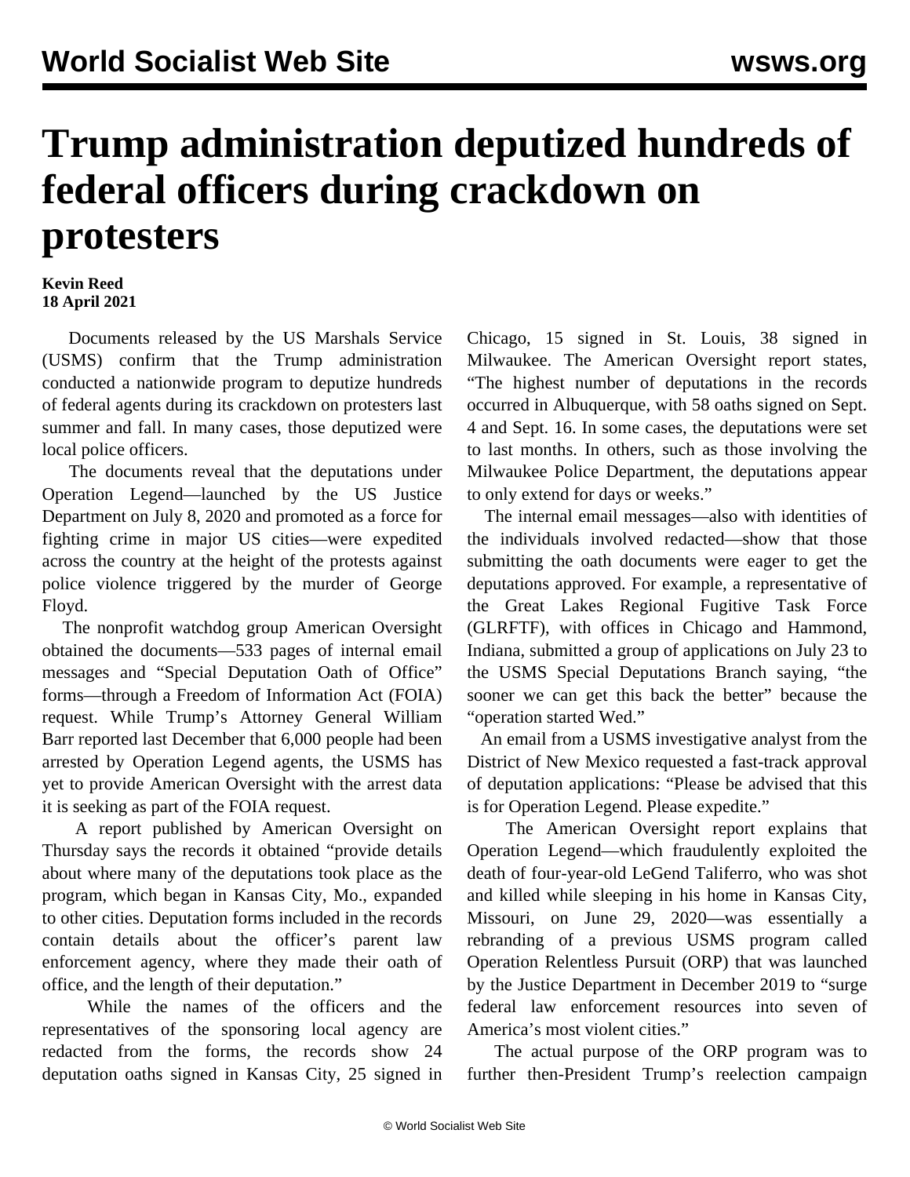# Trump administration deputized hundreds of federal officers during crackdown on protesters

**Kevin Reed**
**18 April 2021**

Documents released by the US Marshals Service (USMS) confirm that the Trump administration conducted a nationwide program to deputize hundreds of federal agents during its crackdown on protesters last summer and fall. In many cases, those deputized were local police officers.

The documents reveal that the deputations under Operation Legend—launched by the US Justice Department on July 8, 2020 and promoted as a force for fighting crime in major US cities—were expedited across the country at the height of the protests against police violence triggered by the murder of George Floyd.

The nonprofit watchdog group American Oversight obtained the documents—533 pages of internal email messages and "Special Deputation Oath of Office" forms—through a Freedom of Information Act (FOIA) request. While Trump's Attorney General William Barr reported last December that 6,000 people had been arrested by Operation Legend agents, the USMS has yet to provide American Oversight with the arrest data it is seeking as part of the FOIA request.

A report published by American Oversight on Thursday says the records it obtained "provide details about where many of the deputations took place as the program, which began in Kansas City, Mo., expanded to other cities. Deputation forms included in the records contain details about the officer's parent law enforcement agency, where they made their oath of office, and the length of their deputation."

While the names of the officers and the representatives of the sponsoring local agency are redacted from the forms, the records show 24 deputation oaths signed in Kansas City, 25 signed in Chicago, 15 signed in St. Louis, 38 signed in Milwaukee. The American Oversight report states, "The highest number of deputations in the records occurred in Albuquerque, with 58 oaths signed on Sept. 4 and Sept. 16. In some cases, the deputations were set to last months. In others, such as those involving the Milwaukee Police Department, the deputations appear to only extend for days or weeks."

The internal email messages—also with identities of the individuals involved redacted—show that those submitting the oath documents were eager to get the deputations approved. For example, a representative of the Great Lakes Regional Fugitive Task Force (GLRFTF), with offices in Chicago and Hammond, Indiana, submitted a group of applications on July 23 to the USMS Special Deputations Branch saying, "the sooner we can get this back the better" because the "operation started Wed."

An email from a USMS investigative analyst from the District of New Mexico requested a fast-track approval of deputation applications: "Please be advised that this is for Operation Legend. Please expedite."

The American Oversight report explains that Operation Legend—which fraudulently exploited the death of four-year-old LeGend Taliferro, who was shot and killed while sleeping in his home in Kansas City, Missouri, on June 29, 2020—was essentially a rebranding of a previous USMS program called Operation Relentless Pursuit (ORP) that was launched by the Justice Department in December 2019 to "surge federal law enforcement resources into seven of America's most violent cities."

The actual purpose of the ORP program was to further then-President Trump's reelection campaign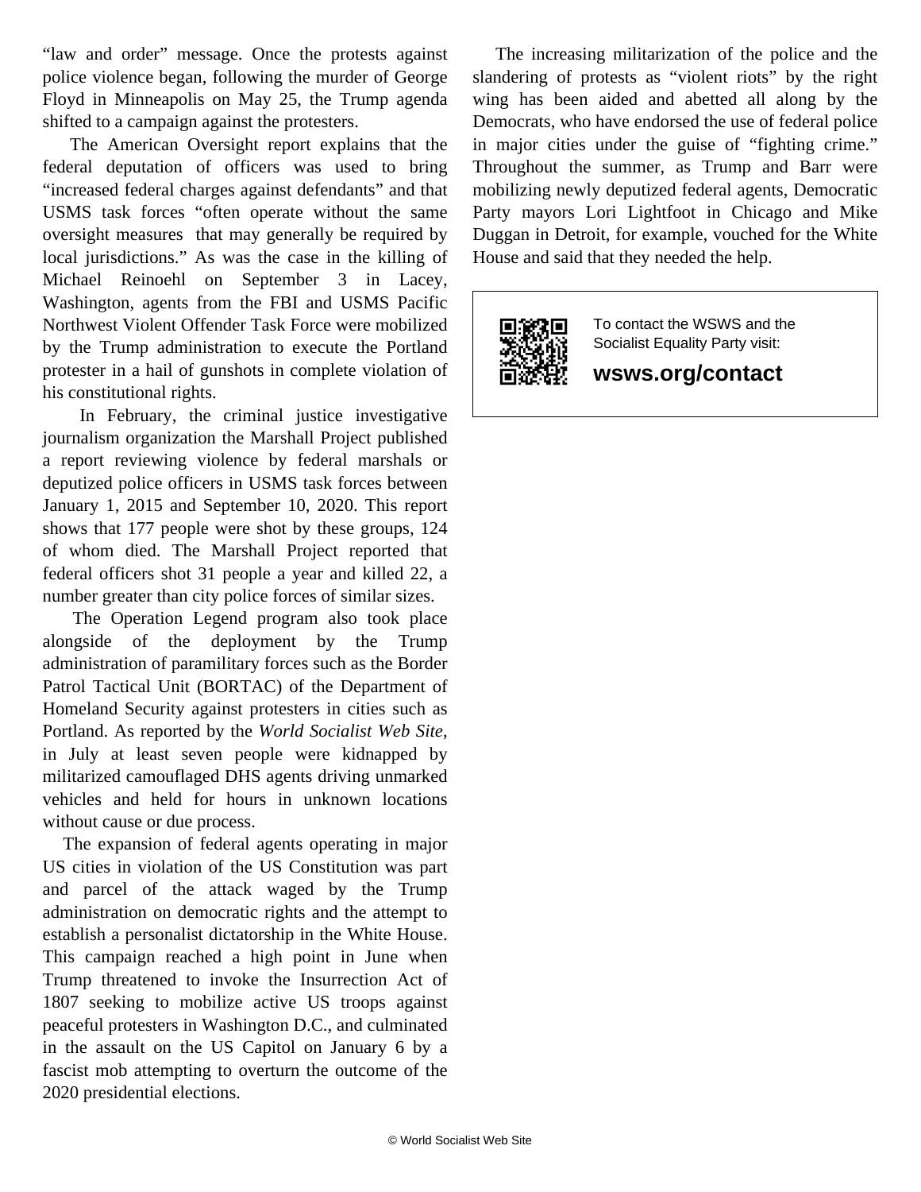"law and order" message. Once the protests against police violence began, following the murder of George Floyd in Minneapolis on May 25, the Trump agenda shifted to a campaign against the protesters.

The American Oversight report explains that the federal deputation of officers was used to bring "increased federal charges against defendants" and that USMS task forces "often operate without the same oversight measures that may generally be required by local jurisdictions." As was the case in the killing of Michael Reinoehl on September 3 in Lacey, Washington, agents from the FBI and USMS Pacific Northwest Violent Offender Task Force were mobilized by the Trump administration to execute the Portland protester in a hail of gunshots in complete violation of his constitutional rights.

In February, the criminal justice investigative journalism organization the Marshall Project published a report reviewing violence by federal marshals or deputized police officers in USMS task forces between January 1, 2015 and September 10, 2020. This report shows that 177 people were shot by these groups, 124 of whom died. The Marshall Project reported that federal officers shot 31 people a year and killed 22, a number greater than city police forces of similar sizes.

The Operation Legend program also took place alongside of the deployment by the Trump administration of paramilitary forces such as the Border Patrol Tactical Unit (BORTAC) of the Department of Homeland Security against protesters in cities such as Portland. As reported by the *World Socialist Web Site*, in July at least seven people were kidnapped by militarized camouflaged DHS agents driving unmarked vehicles and held for hours in unknown locations without cause or due process.

The expansion of federal agents operating in major US cities in violation of the US Constitution was part and parcel of the attack waged by the Trump administration on democratic rights and the attempt to establish a personalist dictatorship in the White House. This campaign reached a high point in June when Trump threatened to invoke the Insurrection Act of 1807 seeking to mobilize active US troops against peaceful protesters in Washington D.C., and culminated in the assault on the US Capitol on January 6 by a fascist mob attempting to overturn the outcome of the 2020 presidential elections.

The increasing militarization of the police and the slandering of protests as "violent riots" by the right wing has been aided and abetted all along by the Democrats, who have endorsed the use of federal police in major cities under the guise of "fighting crime." Throughout the summer, as Trump and Barr were mobilizing newly deputized federal agents, Democratic Party mayors Lori Lightfoot in Chicago and Mike Duggan in Detroit, for example, vouched for the White House and said that they needed the help.

To contact the WSWS and the Socialist Equality Party visit:

**wsws.org/contact**